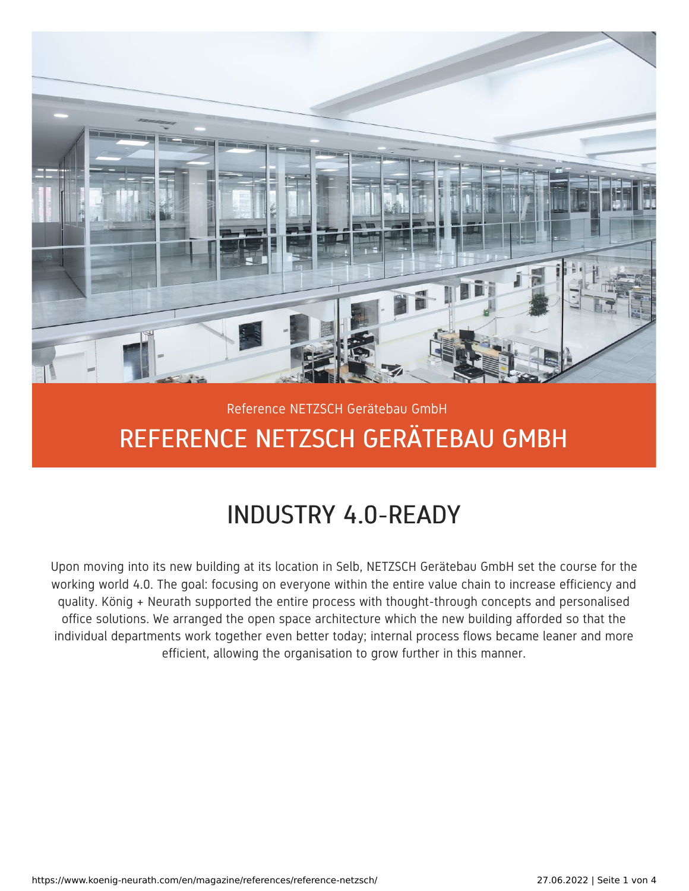Reference NETZSCH Gerätebau GmbH

# REFERENCE NETZSCH GERÄTEBAU GMBH

## INDUSTRY 4.0-READY

Upon moving into its new building at its location in Selb, NETZSCH Gerätebau GmbH set the course for the working world 4.0. The goal: focusing on everyone within the entire value chain to increase efficiency and quality. König + Neurath supported the entire process with thought-through concepts and personalised office solutions. We arranged the open space architecture which the new building afforded so that the individual departments work together even better today; internal process flows became leaner and more efficient, allowing the organisation to grow further in this manner.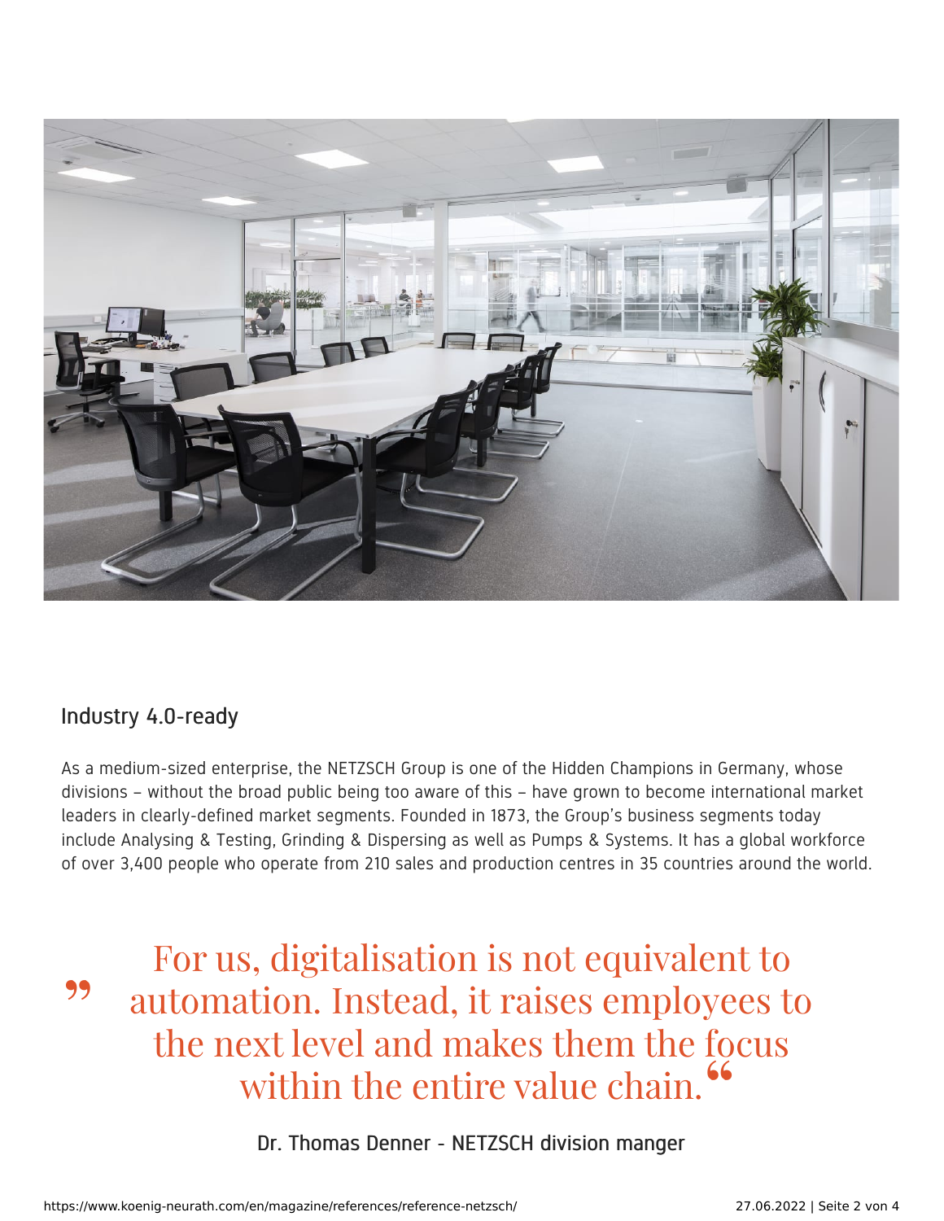## Industry 4.0-ready

As a medium-sized enterprise, the NETZSCH Group is one of the Hidden Champions in Germany, whose divisions – without the broad public being too aware of this – have grown to become international market leaders in clearly-defined market segments. Founded in 1873, the Group's business segments today include Analysing & Testing, Grinding & Dispersing as well as Pumps & Systems. It has a global workforce of over 3,400 people who operate from 210 sales and production centres in 35 countries around the world.

> ” For us, digitalisation is not equivalent to automation. Instead, it raises employees to the next level and makes them the focus within the entire value chain. “

Dr. Thomas Denner - NETZSCH division manger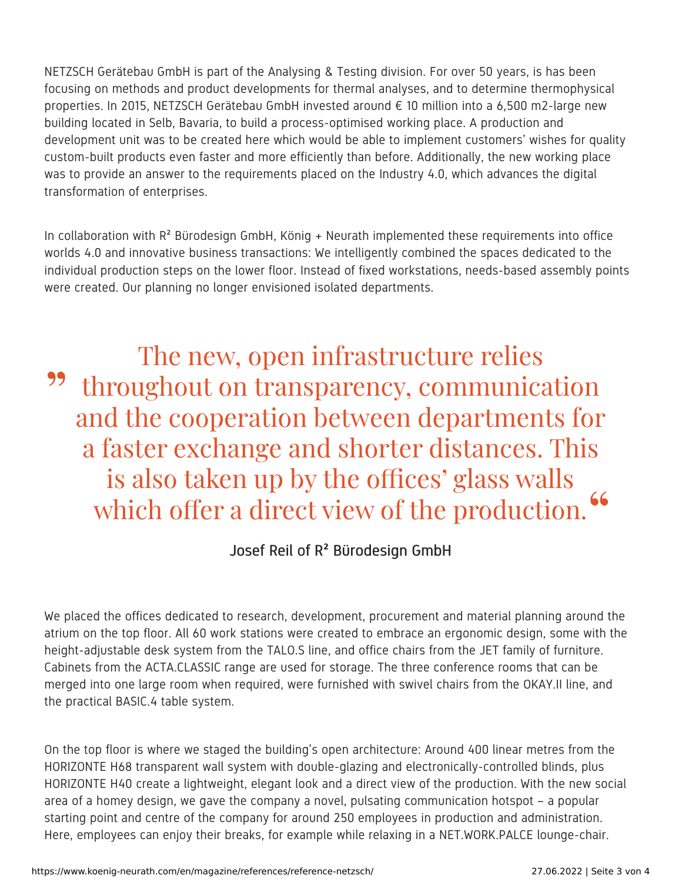NETZSCH Gerätebau GmbH is part of the Analysing & Testing division. For over 50 years, is has been focusing on methods and product developments for thermal analyses, and to determine thermophysical properties. In 2015, NETZSCH Gerätebau GmbH invested around € 10 million into a 6,500 m2-large new building located in Selb, Bavaria, to build a process-optimised working place. A production and development unit was to be created here which would be able to implement customers' wishes for quality custom-built products even faster and more efficiently than before. Additionally, the new working place was to provide an answer to the requirements placed on the Industry 4.0, which advances the digital transformation of enterprises.

In collaboration with R² Bürodesign GmbH, König + Neurath implemented these requirements into office worlds 4.0 and innovative business transactions: We intelligently combined the spaces dedicated to the individual production steps on the lower floor. Instead of fixed workstations, needs-based assembly points were created. Our planning no longer envisioned isolated departments.

> „The new, open infrastructure relies throughout on transparency, communication and the cooperation between departments for a faster exchange and shorter distances. This is also taken up by the offices' glass walls which offer a direct view of the production."
>
> Josef Reil of R² Bürodesign GmbH

We placed the offices dedicated to research, development, procurement and material planning around the atrium on the top floor. All 60 work stations were created to embrace an ergonomic design, some with the height-adjustable desk system from the TALO.S line, and office chairs from the JET family of furniture. Cabinets from the ACTA.CLASSIC range are used for storage. The three conference rooms that can be merged into one large room when required, were furnished with swivel chairs from the OKAY.II line, and the practical BASIC.4 table system.

On the top floor is where we staged the building's open architecture: Around 400 linear metres from the HORIZONTE H68 transparent wall system with double-glazing and electronically-controlled blinds, plus HORIZONTE H40 create a lightweight, elegant look and a direct view of the production. With the new social area of a homey design, we gave the company a novel, pulsating communication hotspot – a popular starting point and centre of the company for around 250 employees in production and administration. Here, employees can enjoy their breaks, for example while relaxing in a NET.WORK.PALCE lounge-chair.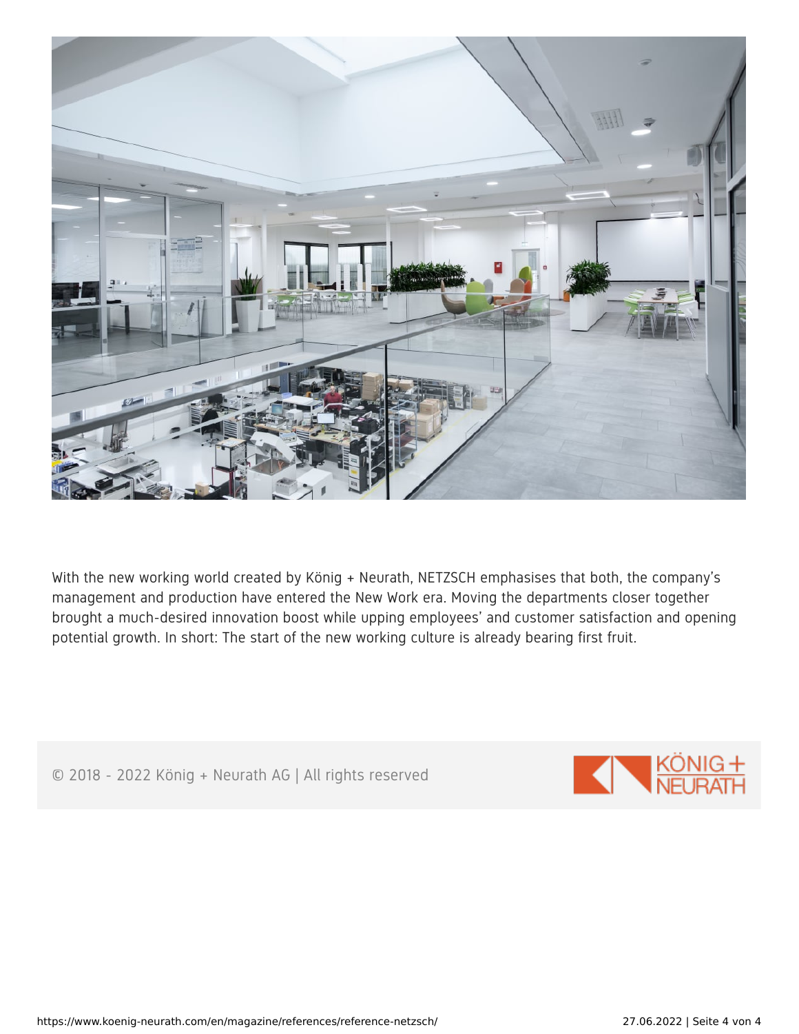With the new working world created by König + Neurath, NETZSCH emphasises that both, the company's management and production have entered the New Work era. Moving the departments closer together brought a much-desired innovation boost while upping employees' and customer satisfaction and opening potential growth. In short: The start of the new working culture is already bearing first fruit.

© 2018 - 2022 König + Neurath AG | All rights reserved